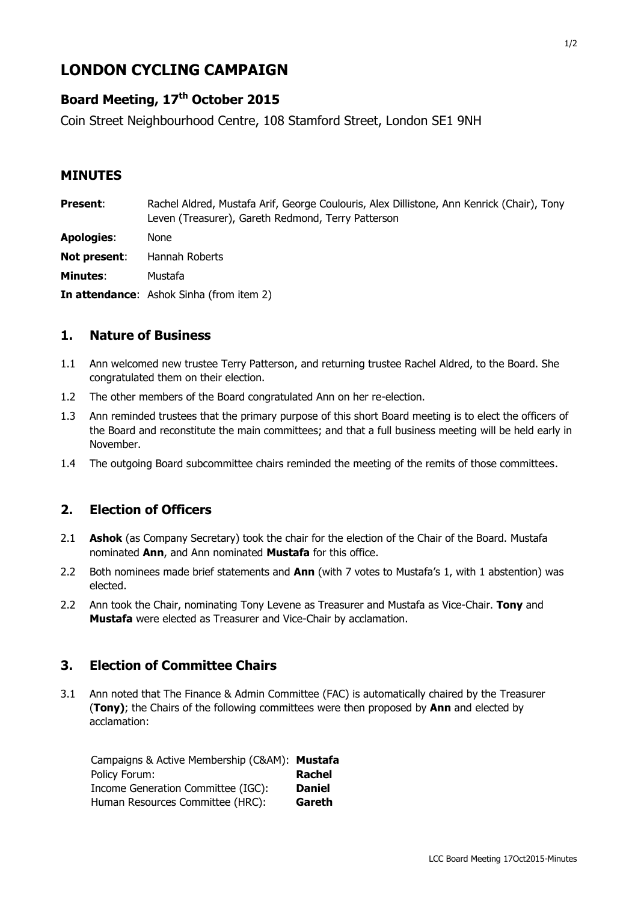# LONDON CYCLING CAMPAIGN

## Board Meeting, 17th October 2015

Coin Street Neighbourhood Centre, 108 Stamford Street, London SE1 9NH

## MINUTES

**Present**: Rachel Aldred, Mustafa Arif, George Coulouris, Alex Dillistone, Ann Kenrick (Chair), Tony Leven (Treasurer), Gareth Redmond, Terry Patterson

**Apologies**: None

**Not present**: Hannah Roberts

**Minutes**: Mustafa

**In attendance**: Ashok Sinha (from item 2)

## 1. Nature of Business

1.1 Ann welcomed new trustee Terry Patterson, and returning trustee Rachel Aldred, to the Board. She congratulated them on their election.

1.2 The other members of the Board congratulated Ann on her re-election.

1.3 Ann reminded trustees that the primary purpose of this short Board meeting is to elect the officers of the Board and reconstitute the main committees; and that a full business meeting will be held early in November.

1.4 The outgoing Board subcommittee chairs reminded the meeting of the remits of those committees.

## 2. Election of Officers

2.1 **Ashok** (as Company Secretary) took the chair for the election of the Chair of the Board. Mustafa nominated **Ann**, and Ann nominated **Mustafa** for this office.

2.2 Both nominees made brief statements and **Ann** (with 7 votes to Mustafa's 1, with 1 abstention) was elected.

2.2 Ann took the Chair, nominating Tony Levene as Treasurer and Mustafa as Vice-Chair. **Tony** and **Mustafa** were elected as Treasurer and Vice-Chair by acclamation.

## 3. Election of Committee Chairs

3.1 Ann noted that The Finance & Admin Committee (FAC) is automatically chaired by the Treasurer (**Tony)**; the Chairs of the following committees were then proposed by **Ann** and elected by acclamation:

| | |
|---|---|
| Campaigns & Active Membership (C&AM): | **Mustafa** |
| Policy Forum: | **Rachel** |
| Income Generation Committee (IGC): | **Daniel** |
| Human Resources Committee (HRC): | **Gareth** |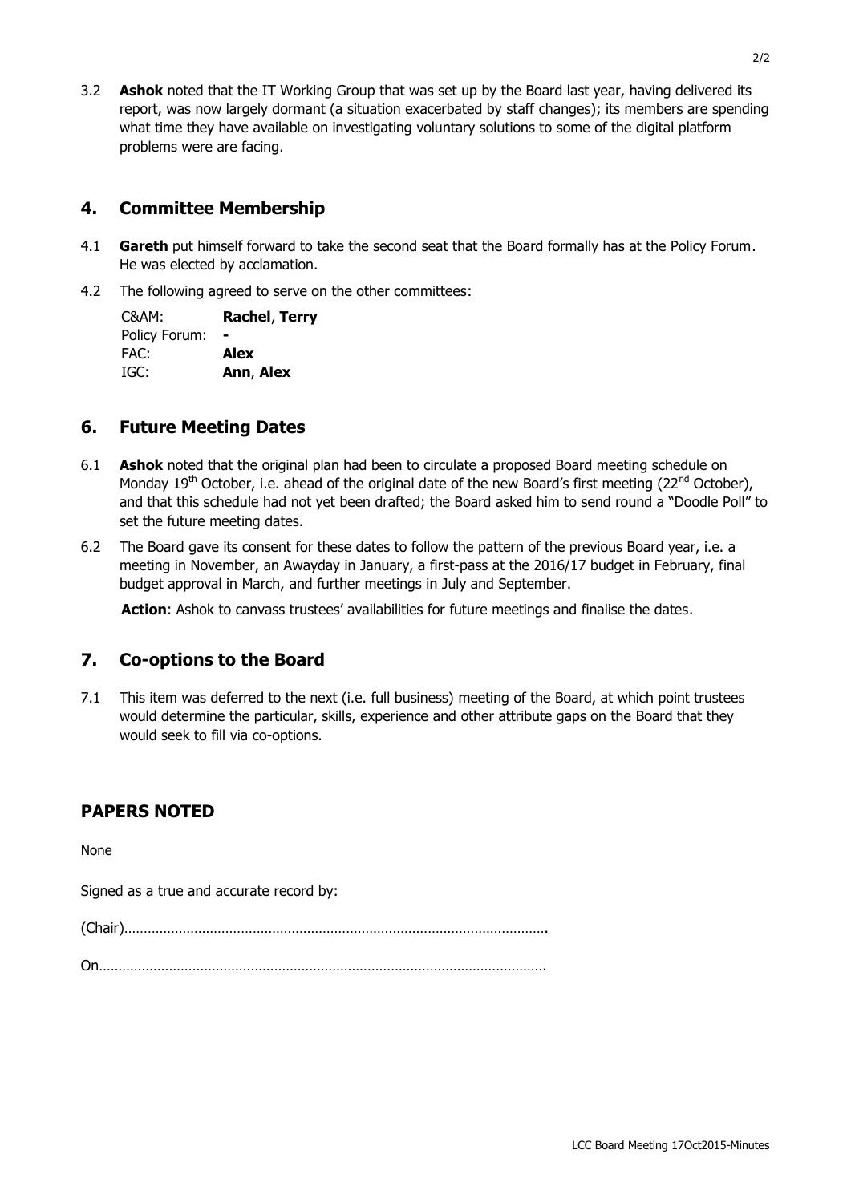3.2 **Ashok** noted that the IT Working Group that was set up by the Board last year, having delivered its report, was now largely dormant (a situation exacerbated by staff changes); its members are spending what time they have available on investigating voluntary solutions to some of the digital platform problems were are facing.

## 4. Committee Membership

4.1 **Gareth** put himself forward to take the second seat that the Board formally has at the Policy Forum. He was elected by acclamation.

4.2 The following agreed to serve on the other committees:

| | |
|---|---|
| C&AM: | **Rachel**, **Terry** |
| Policy Forum: | **-** |
| FAC: | **Alex** |
| IGC: | **Ann**, **Alex** |

## 6. Future Meeting Dates

6.1 **Ashok** noted that the original plan had been to circulate a proposed Board meeting schedule on Monday 19th October, i.e. ahead of the original date of the new Board's first meeting (22nd October), and that this schedule had not yet been drafted; the Board asked him to send round a "Doodle Poll" to set the future meeting dates.

6.2 The Board gave its consent for these dates to follow the pattern of the previous Board year, i.e. a meeting in November, an Awayday in January, a first-pass at the 2016/17 budget in February, final budget approval in March, and further meetings in July and September.

**Action**: Ashok to canvass trustees' availabilities for future meetings and finalise the dates.

## 7. Co-options to the Board

7.1 This item was deferred to the next (i.e. full business) meeting of the Board, at which point trustees would determine the particular, skills, experience and other attribute gaps on the Board that they would seek to fill via co-options.

## PAPERS NOTED

None

Signed as a true and accurate record by:

(Chair)……………………………………………………………………………………………….

On……………………………………………………………………………………………………..